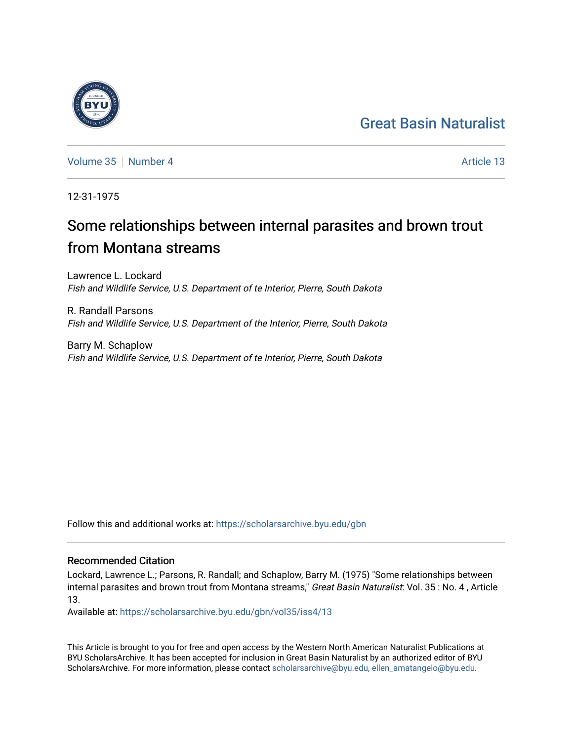# Great Basin Naturalist

Volume 35 | Number 4 | Article 13

12-31-1975

## Some relationships between internal parasites and brown trout from Montana streams

Lawrence L. Lockard
*Fish and Wildlife Service, U.S. Department of te Interior, Pierre, South Dakota*

R. Randall Parsons
*Fish and Wildlife Service, U.S. Department of the Interior, Pierre, South Dakota*

Barry M. Schaplow
*Fish and Wildlife Service, U.S. Department of te Interior, Pierre, South Dakota*

Follow this and additional works at: https://scholarsarchive.byu.edu/gbn

### Recommended Citation

Lockard, Lawrence L.; Parsons, R. Randall; and Schaplow, Barry M. (1975) "Some relationships between internal parasites and brown trout from Montana streams," *Great Basin Naturalist*: Vol. 35 : No. 4 , Article 13.

Available at: https://scholarsarchive.byu.edu/gbn/vol35/iss4/13

This Article is brought to you for free and open access by the Western North American Naturalist Publications at BYU ScholarsArchive. It has been accepted for inclusion in Great Basin Naturalist by an authorized editor of BYU ScholarsArchive. For more information, please contact scholarsarchive@byu.edu, ellen_amatangelo@byu.edu.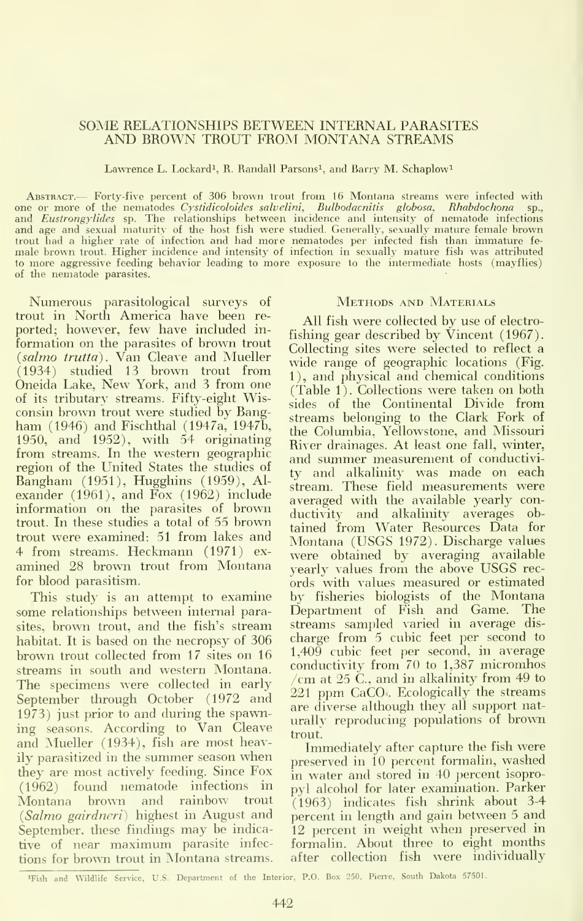# SOME RELATIONSHIPS BETWEEN INTERNAL PARASITES AND BROWN TROUT FROM MONTANA STREAMS

Lawrence L. Lockard[1], R. Randall Parsons[1], and Barry M. Schaplow[1]

Abstract.— Forty-five percent of 306 brown trout from 16 Montana streams were infected with one or more of the nematodes *Cystidicoloides salvelini*, *Bulbodacnitis globosa*, *Rhabdochona* sp., and *Eustrongylides* sp. The relationships between incidence and intensity of nematode infections and age and sexual maturity of the host fish were studied. Generally, sexually mature female brown trout had a higher rate of infection and had more nematodes per infected fish than immature female brown trout. Higher incidence and intensity of infection in sexually mature fish was attributed to more aggressive feeding behavior leading to more exposure to the intermediate hosts (mayflies) of the nematode parasites.

Numerous parasitological surveys of trout in North America have been reported; however, few have included information on the parasites of brown trout (*salmo trutta*). Van Cleave and Mueller (1934) studied 13 brown trout from Oneida Lake, New York, and 3 from one of its tributary streams. Fifty-eight Wisconsin brown trout were studied by Bangham (1946) and Fischthal (1947a, 1947b, 1950, and 1952), with 54 originating from streams. In the western geographic region of the United States the studies of Bangham (1951), Hugghins (1959), Alexander (1961), and Fox (1962) include information on the parasites of brown trout. In these studies a total of 55 brown trout were examined: 51 from lakes and 4 from streams. Heckmann (1971) examined 28 brown trout from Montana for blood parasitism.

This study is an attempt to examine some relationships between internal parasites, brown trout, and the fish's stream habitat. It is based on the necropsy of 306 brown trout collected from 17 sites on 16 streams in south and western Montana. The specimens were collected in early September through October (1972 and 1973) just prior to and during the spawning seasons. According to Van Cleave and Mueller (1934), fish are most heavily parasitized in the summer season when they are most actively feeding. Since Fox (1962) found nematode infections in Montana brown and rainbow trout (*Salmo gairdneri*) highest in August and September, these findings may be indicative of near maximum parasite infections for brown trout in Montana streams.

## Methods and Materials

All fish were collected by use of electrofishing gear described by Vincent (1967). Collecting sites were selected to reflect a wide range of geographic locations (Fig. 1), and physical and chemical conditions (Table 1). Collections were taken on both sides of the Continental Divide from streams belonging to the Clark Fork of the Columbia, Yellowstone, and Missouri River drainages. At least one fall, winter, and summer measurement of conductivity and alkalinity was made on each stream. These field measurements were averaged with the available yearly conductivity and alkalinity averages obtained from Water Resources Data for Montana (USGS 1972). Discharge values were obtained by averaging available yearly values from the above USGS records with values measured or estimated by fisheries biologists of the Montana Department of Fish and Game. The streams sampled varied in average discharge from 5 cubic feet per second to 1,409 cubic feet per second, in average conductivity from 70 to 1,387 micromhos /cm at 25 C., and in alkalinity from 49 to 221 ppm $CaCO_3$. Ecologically the streams are diverse although they all support naturally reproducing populations of brown trout.

Immediately after capture the fish were preserved in 10 percent formalin, washed in water and stored in 40 percent isopropyl alcohol for later examination. Parker (1963) indicates fish shrink about 3-4 percent in length and gain between 5 and 12 percent in weight when preserved in formalin. About three to eight months after collection fish were individually

[1]Fish and Wildlife Service, U.S. Department of the Interior, P.O. Box 250, Pierre, South Dakota 57501.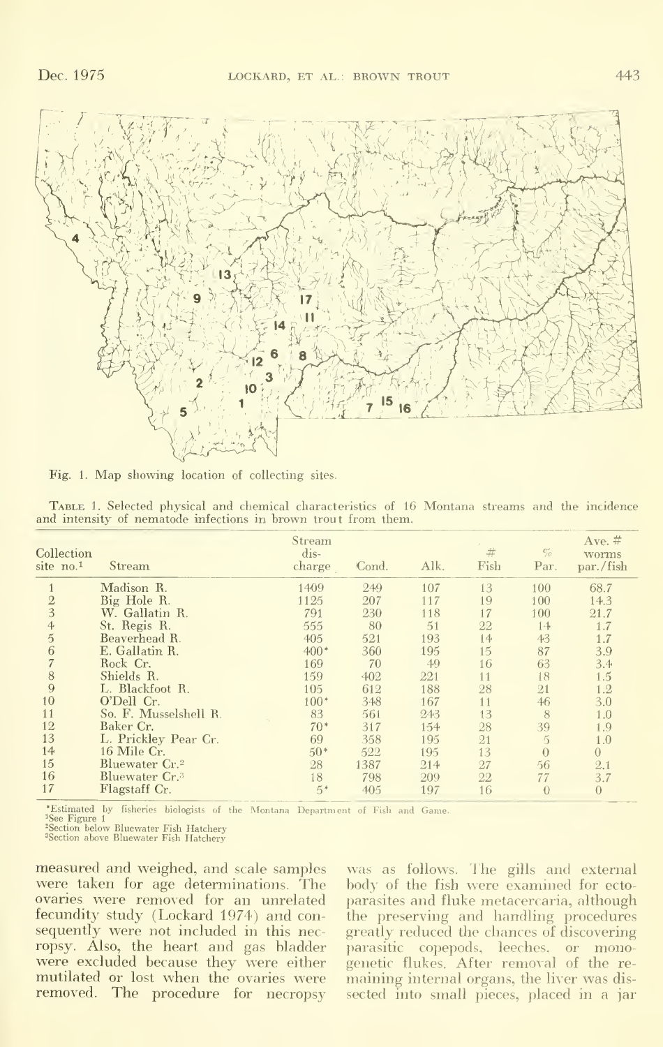Fig. 1. Map showing location of collecting sites.

TABLE 1. Selected physical and chemical characteristics of 16 Montana streams and the incidence and intensity of nematode infections in brown trout from them.

| Collection site no.[1] | Stream | Stream discharge | Cond. | Alk. | # Fish | % Par. | Ave. # worms par./fish |
|---|---|---|---|---|---|---|---|
| 1 | Madison R. | 1409 | 249 | 107 | 13 | 100 | 68.7 |
| 2 | Big Hole R. | 1125 | 207 | 117 | 19 | 100 | 14.3 |
| 3 | W. Gallatin R. | 791 | 230 | 118 | 17 | 100 | 21.7 |
| 4 | St. Regis R. | 555 | 80 | 51 | 22 | 14 | 1.7 |
| 5 | Beaverhead R. | 405 | 521 | 193 | 14 | 43 | 1.7 |
| 6 | E. Gallatin R. | 400* | 360 | 195 | 15 | 87 | 3.9 |
| 7 | Rock Cr. | 169 | 70 | 49 | 16 | 63 | 3.4 |
| 8 | Shields R. | 159 | 402 | 221 | 11 | 18 | 1.5 |
| 9 | L. Blackfoot R. | 105 | 612 | 188 | 28 | 21 | 1.2 |
| 10 | O'Dell Cr. | 100* | 348 | 167 | 11 | 46 | 3.0 |
| 11 | So. F. Musselshell R. | 83 | 561 | 243 | 13 | 8 | 1.0 |
| 12 | Baker Cr. | 70* | 317 | 154 | 28 | 39 | 1.9 |
| 13 | L. Prickley Pear Cr. | 69 | 358 | 195 | 21 | 5 | 1.0 |
| 14 | 16 Mile Cr. | 50* | 522 | 195 | 13 | 0 | 0 |
| 15 | Bluewater Cr.[2] | 28 | 1387 | 214 | 27 | 56 | 2.1 |
| 16 | Bluewater Cr.[3] | 18 | 798 | 209 | 22 | 77 | 3.7 |
| 17 | Flagstaff Cr. | 5* | 405 | 197 | 16 | 0 | 0 |

*Estimated by fisheries biologists of the Montana Department of Fish and Game.
[1]See Figure 1
[2]Section below Bluewater Fish Hatchery
[3]Section above Bluewater Fish Hatchery

measured and weighed, and scale samples were taken for age determinations. The ovaries were removed for an unrelated fecundity study (Lockard 1974) and consequently were not included in this necropsy. Also, the heart and gas bladder were excluded because they were either mutilated or lost when the ovaries were removed. The procedure for necropsy was as follows. The gills and external body of the fish were examined for ectoparasites and fluke metacercaria, although the preserving and handling procedures greatly reduced the chances of discovering parasitic copepods, leeches, or monogenetic flukes. After removal of the remaining internal organs, the liver was dissected into small pieces, placed in a jar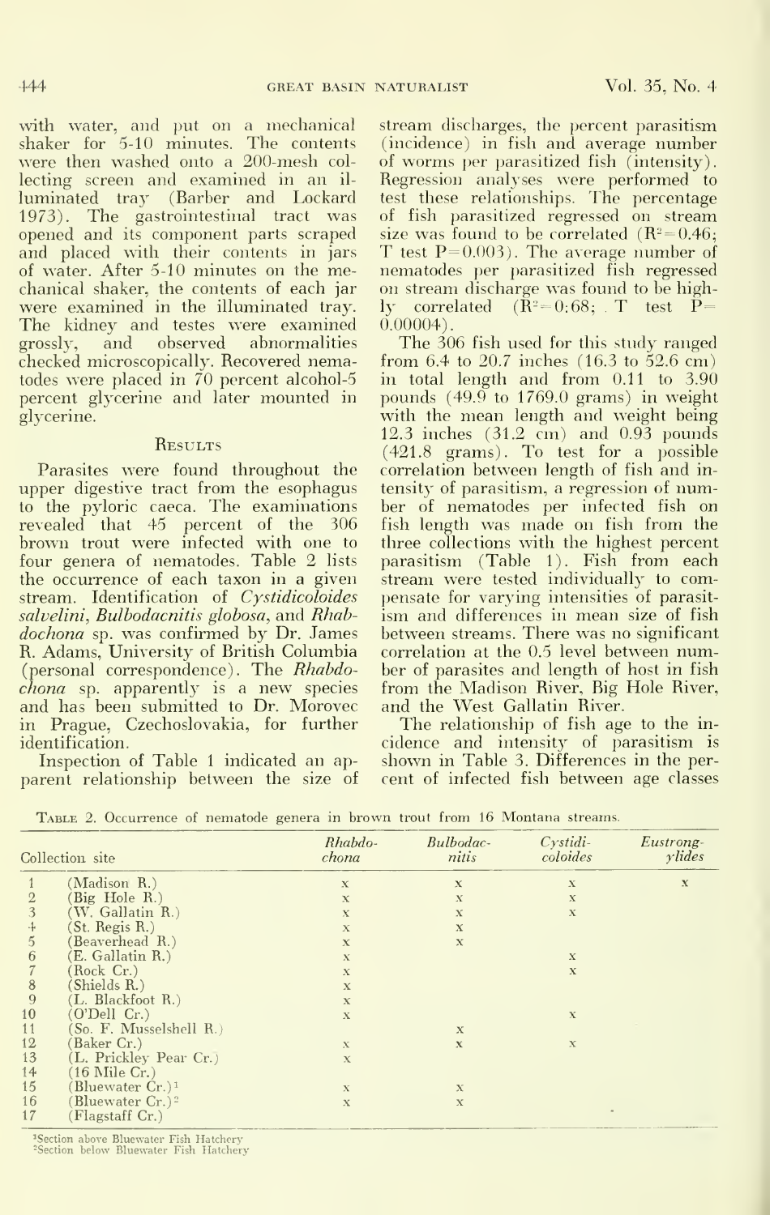with water, and put on a mechanical shaker for 5-10 minutes. The contents were then washed onto a 200-mesh collecting screen and examined in an illuminated tray (Barber and Lockard 1973). The gastrointestinal tract was opened and its component parts scraped and placed with their contents in jars of water. After 5-10 minutes on the mechanical shaker, the contents of each jar were examined in the illuminated tray. The kidney and testes were examined grossly, and observed abnormalities checked microscopically. Recovered nematodes were placed in 70 percent alcohol-5 percent glycerine and later mounted in glycerine.

## Results

Parasites were found throughout the upper digestive tract from the esophagus to the pyloric caeca. The examinations revealed that 45 percent of the 306 brown trout were infected with one to four genera of nematodes. Table 2 lists the occurrence of each taxon in a given stream. Identification of *Cystidicoloides salvelini*, *Bulbodacnitis globosa*, and *Rhabdochona* sp. was confirmed by Dr. James R. Adams, University of British Columbia (personal correspondence). The *Rhabdochona* sp. apparently is a new species and has been submitted to Dr. Morovec in Prague, Czechoslovakia, for further identification.

Inspection of Table 1 indicated an apparent relationship between the size of stream discharges, the percent parasitism (incidence) in fish and average number of worms per parasitized fish (intensity). Regression analyses were performed to test these relationships. The percentage of fish parasitized regressed on stream size was found to be correlated ($R^2 = 0.46$; T test $P = 0.003$). The average number of nematodes per parasitized fish regressed on stream discharge was found to be highly correlated ($R^2 = 0.68$; T test $P = 0.00004$).

The 306 fish used for this study ranged from 6.4 to 20.7 inches (16.3 to 52.6 cm) in total length and from 0.11 to 3.90 pounds (49.9 to 1769.0 grams) in weight with the mean length and weight being 12.3 inches (31.2 cm) and 0.93 pounds (421.8 grams). To test for a possible correlation between length of fish and intensity of parasitism, a regression of number of nematodes per infected fish on fish length was made on fish from the three collections with the highest percent parasitism (Table 1). Fish from each stream were tested individually to compensate for varying intensities of parasitism and differences in mean size of fish between streams. There was no significant correlation at the 0.5 level between number of parasites and length of host in fish from the Madison River, Big Hole River, and the West Gallatin River.

The relationship of fish age to the incidence and intensity of parasitism is shown in Table 3. Differences in the percent of infected fish between age classes

Table 2. Occurrence of nematode genera in brown trout from 16 Montana streams.

| Collection site | | *Rhabdochona* | *Bulbodacnitis* | *Cystidicoloides* | *Eustrongylides* |
|---|---|---|---|---|---|
| 1 | (Madison R.) | x | x | x | x |
| 2 | (Big Hole R.) | x | x | x | |
| 3 | (W. Gallatin R.) | x | x | x | |
| 4 | (St. Regis R.) | x | x | | |
| 5 | (Beaverhead R.) | x | x | | |
| 6 | (E. Gallatin R.) | x | | x | |
| 7 | (Rock Cr.) | x | | x | |
| 8 | (Shields R.) | x | | | |
| 9 | (L. Blackfoot R.) | x | | | |
| 10 | (O'Dell Cr.) | x | | x | |
| 11 | (So. F. Musselshell R.) | | x | | |
| 12 | (Baker Cr.) | x | x | x | |
| 13 | (L. Prickley Pear Cr.) | x | | | |
| 14 | (16 Mile Cr.) | | | | |
| 15 | (Bluewater Cr.)[1] | x | x | | |
| 16 | (Bluewater Cr.)[2] | x | x | | |
| 17 | (Flagstaff Cr.) | | | | |

[1]Section above Bluewater Fish Hatchery
[2]Section below Bluewater Fish Hatchery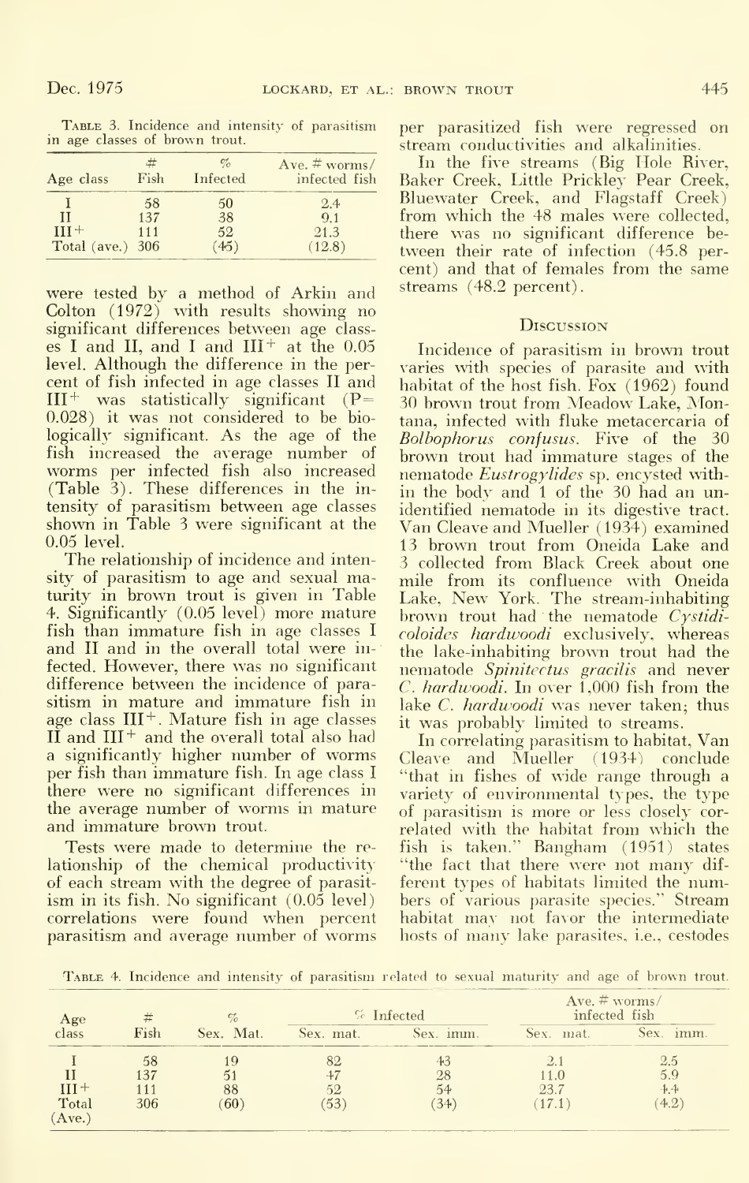Table 3. Incidence and intensity of parasitism in age classes of brown trout.

| Age class | # Fish | % Infected | Ave. # worms/ infected fish |
|---|---|---|---|
| I | 58 | 50 | 2.4 |
| II | 137 | 38 | 9.1 |
| $III^+$ | 111 | 52 | 21.3 |
| Total (ave.) | 306 | (45) | (12.8) |

were tested by a method of Arkin and Colton (1972) with results showing no significant differences between age classes I and II, and I and $III^+$ at the 0.05 level. Although the difference in the percent of fish infected in age classes II and $III^+$ was statistically significant ($P = 0.028$) it was not considered to be biologically significant. As the age of the fish increased the average number of worms per infected fish also increased (Table 3). These differences in the intensity of parasitism between age classes shown in Table 3 were significant at the 0.05 level.

The relationship of incidence and intensity of parasitism to age and sexual maturity in brown trout is given in Table 4. Significantly (0.05 level) more mature fish than immature fish in age classes I and II and in the overall total were infected. However, there was no significant difference between the incidence of parasitism in mature and immature fish in age class $III^+$. Mature fish in age classes II and $III^+$ and the overall total also had a significantly higher number of worms per fish than immature fish. In age class I there were no significant differences in the average number of worms in mature and immature brown trout.

Tests were made to determine the relationship of the chemical productivity of each stream with the degree of parasitism in its fish. No significant (0.05 level) correlations were found when percent parasitism and average number of worms per parasitized fish were regressed on stream conductivities and alkalinities.

In the five streams (Big Hole River, Baker Creek, Little Prickley Pear Creek, Bluewater Creek, and Flagstaff Creek) from which the 48 males were collected, there was no significant difference between their rate of infection (45.8 percent) and that of females from the same streams (48.2 percent).

## Discussion

Incidence of parasitism in brown trout varies with species of parasite and with habitat of the host fish. Fox (1962) found 30 brown trout from Meadow Lake, Montana, infected with fluke metacercaria of *Bolbophorus confusus*. Five of the 30 brown trout had immature stages of the nematode *Eustrogylides* sp. encysted within the body and 1 of the 30 had an unidentified nematode in its digestive tract. Van Cleave and Mueller (1934) examined 13 brown trout from Oneida Lake and 3 collected from Black Creek about one mile from its confluence with Oneida Lake, New York. The stream-inhabiting brown trout had the nematode *Cystidicoloides hardwoodi* exclusively, whereas the lake-inhabiting brown trout had the nematode *Spinitectus gracilis* and never *C. hardwoodi*. In over 1,000 fish from the lake *C. hardwoodi* was never taken; thus it was probably limited to streams.

In correlating parasitism to habitat, Van Cleave and Mueller (1934) conclude "that in fishes of wide range through a variety of environmental types, the type of parasitism is more or less closely correlated with the habitat from which the fish is taken." Bangham (1951) states "the fact that there were not many different types of habitats limited the numbers of various parasite species." Stream habitat may not favor the intermediate hosts of many lake parasites, i.e., cestodes

Table 4. Incidence and intensity of parasitism related to sexual maturity and age of brown trout.

| Age class | # Fish | % Sex. Mat. | % Infected | | Ave. # worms/ infected fish | |
|---|---|---|---|---|---|---|
| | | | Sex. mat. | Sex. imm. | Sex. mat. | Sex. imm. |
| I | 58 | 19 | 82 | 43 | 2.1 | 2.5 |
| II | 137 | 51 | 47 | 28 | 11.0 | 5.9 |
| $III^+$ | 111 | 88 | 52 | 54 | 23.7 | 4.4 |
| Total (Ave.) | 306 | (60) | (53) | (34) | (17.1) | (4.2) |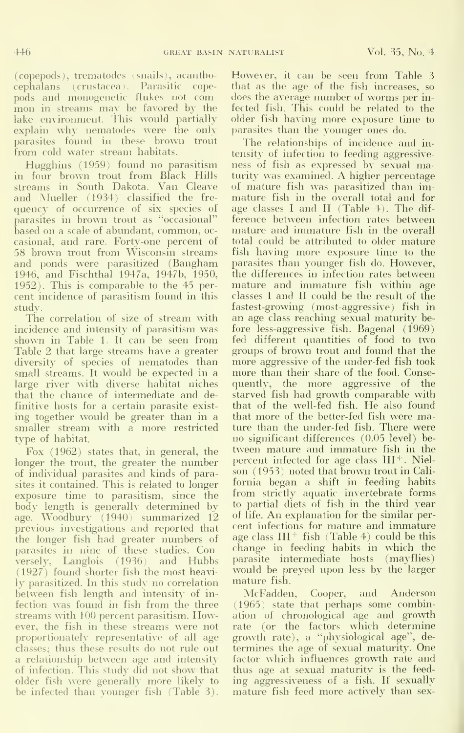(copepods), trematodes (snails), acanthocephalans (crustacea). Parasitic copepods and monogenetic flukes not common in streams may be favored by the lake environment. This would partially explain why nematodes were the only parasites found in these brown trout from cold water stream habitats.

Hugghins (1959) found no parasitism in four brown trout from Black Hills streams in South Dakota. Van Cleave and Mueller (1934) classified the frequency of occurrence of six species of parasites in brown trout as "occasional" based on a scale of abundant, common, occasional, and rare. Forty-one percent of 58 brown trout from Wisconsin streams and ponds were parasitized (Bangham 1946, and Fischthal 1947a, 1947b, 1950, 1952). This is comparable to the 45 percent incidence of parasitism found in this study.

The correlation of size of stream with incidence and intensity of parasitism was shown in Table 1. It can be seen from Table 2 that large streams have a greater diversity of species of nematodes than small streams. It would be expected in a large river with diverse habitat niches that the chance of intermediate and definitive hosts for a certain parasite existing together would be greater than in a smaller stream with a more restricted type of habitat.

Fox (1962) states that, in general, the longer the trout, the greater the number of individual parasites and kinds of parasites it contained. This is related to longer exposure time to parasitism, since the body length is generally determined by age. Woodbury (1940) summarized 12 previous investigations and reported that the longer fish had greater numbers of parasites in nine of these studies. Conversely, Langlois (1936) and Hubbs (1927) found shorter fish the most heavily parasitized. In this study no correlation between fish length and intensity of infection was found in fish from the three streams with 100 percent parasitism. However, the fish in these streams were not proportionately representative of all age classes; thus these results do not rule out a relationship between age and intensity of infection. This study did not show that older fish were generally more likely to be infected than younger fish (Table 3). However, it can be seen from Table 3 that as the age of the fish increases, so does the average number of worms per infected fish. This could be related to the older fish having more exposure time to parasites than the younger ones do.

The relationships of incidence and intensity of infection to feeding aggressiveness of fish as expressed by sexual maturity was examined. A higher percentage of mature fish was parasitized than immature fish in the overall total and for age classes I and II (Table 4). The difference between infection rates between mature and immature fish in the overall total could be attributed to older mature fish having more exposure time to the parasites than younger fish do. However, the differences in infection rates between mature and immature fish within age classes I and II could be the result of the fastest-growing (most-aggressive) fish in an age class reaching sexual maturity before less-aggressive fish. Bagenal (1969) fed different quantities of food to two groups of brown trout and found that the more aggressive of the under-fed fish took more than their share of the food. Consequently, the more aggressive of the starved fish had growth comparable with that of the well-fed fish. He also found that more of the better-fed fish were mature than the under-fed fish. There were no significant differences (0.05 level) between mature and immature fish in the percent infected for age class III+. Nielson (1953) noted that brown trout in California began a shift in feeding habits from strictly aquatic invertebrate forms to partial diets of fish in the third year of life. An explanation for the similar percent infections for mature and immature age class III+ fish (Table 4) could be this change in feeding habits in which the parasite intermediate hosts (mayflies) would be preyed upon less by the larger mature fish.

McFadden, Cooper, and Anderson (1965) state that perhaps some combination of chronological age and growth rate (or the factors which determine growth rate), a "physiological age", determines the age of sexual maturity. One factor which influences growth rate and thus age at sexual maturity is the feeding aggressiveness of a fish. If sexually mature fish feed more actively than sex-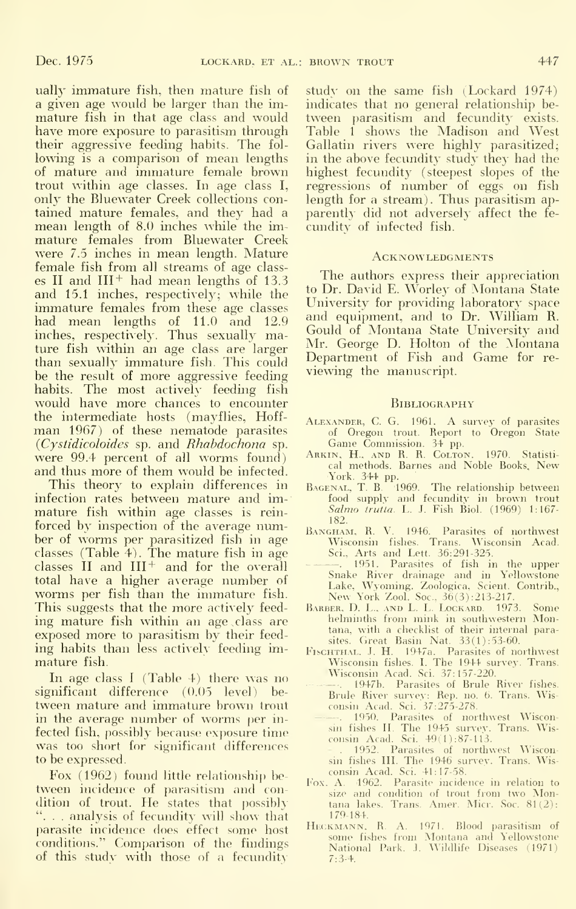ually immature fish, then mature fish of a given age would be larger than the immature fish in that age class and would have more exposure to parasitism through their aggressive feeding habits. The following is a comparison of mean lengths of mature and immature female brown trout within age classes. In age class I, only the Bluewater Creek collections contained mature females, and they had a mean length of 8.0 inches while the immature females from Bluewater Creek were 7.5 inches in mean length. Mature female fish from all streams of age classes II and III+ had mean lengths of 13.3 and 15.1 inches, respectively; while the immature females from these age classes had mean lengths of 11.0 and 12.9 inches, respectively. Thus sexually mature fish within an age class are larger than sexually immature fish. This could be the result of more aggressive feeding habits. The most actively feeding fish would have more chances to encounter the intermediate hosts (mayflies, Hoffman 1967) of these nematode parasites (*Cystidicoloides* sp. and *Rhabdochona* sp. were 99.4 percent of all worms found) and thus more of them would be infected.

This theory to explain differences in infection rates between mature and immature fish within age classes is reinforced by inspection of the average number of worms per parasitized fish in age classes (Table 4). The mature fish in age classes II and III+ and for the overall total have a higher average number of worms per fish than the immature fish. This suggests that the more actively feeding mature fish within an age class are exposed more to parasitism by their feeding habits than less actively feeding immature fish.

In age class I (Table 4) there was no significant difference (0.05 level) between mature and immature brown trout in the average number of worms per infected fish, possibly because exposure time was too short for significant differences to be expressed.

Fox (1962) found little relationship between incidence of parasitism and condition of trout. He states that possibly ". . . analysis of fecundity will show that parasite incidence does effect some host conditions." Comparison of the findings of this study with those of a fecundity study on the same fish (Lockard 1974) indicates that no general relationship between parasitism and fecundity exists. Table 1 shows the Madison and West Gallatin rivers were highly parasitized; in the above fecundity study they had the highest fecundity (steepest slopes of the regressions of number of eggs on fish length for a stream). Thus parasitism apparently did not adversely affect the fecundity of infected fish.

## Acknowledgments

The authors express their appreciation to Dr. David E. Worley of Montana State University for providing laboratory space and equipment, and to Dr. William R. Gould of Montana State University and Mr. George D. Holton of the Montana Department of Fish and Game for reviewing the manuscript.

## Bibliography

Alexander, C. G. 1961. A survey of parasites of Oregon trout. Report to Oregon State Game Commission. 34 pp.

Arkin, H., and R. R. Colton. 1970. Statistical methods. Barnes and Noble Books, New York. 344 pp.

Bagenal, T. B. 1969. The relationship between food supply and fecundity in brown trout *Salmo trutta*. L. J. Fish Biol. (1969) 1:167-182.

Bangham, R. V. 1946. Parasites of northwest Wisconsin fishes. Trans. Wisconsin Acad. Sci., Arts and Lett. 36:291-325.

———. 1951. Parasites of fish in the upper Snake River drainage and in Yellowstone Lake, Wyoming. Zoologica, Scient. Contrib., New York Zool. Soc., 36(3):213-217.

Barber, D. L., and L. L. Lockard. 1973. Some helminths from mink in southwestern Montana, with a checklist of their internal parasites. Great Basin Nat. 33(1):53-60.

Fischthal, J. H. 1947a. Parasites of northwest Wisconsin fishes. I. The 1944 survey. Trans. Wisconsin Acad. Sci. 37:157-220.

———. 1947b. Parasites of Brule River fishes. Brule River survey: Rep. no. 6. Trans. Wisconsin Acad. Sci. 37:275-278.

———. 1950. Parasites of northwest Wisconsin fishes II. The 1945 survey. Trans. Wisconsin Acad. Sci. 40(1):87-113.

———. 1952. Parasites of northwest Wisconsin fishes III. The 1946 survey. Trans. Wisconsin Acad. Sci. 41:17-58.

Fox, A. 1962. Parasite incidence in relation to size and condition of trout from two Montana lakes. Trans. Amer. Micr. Soc. 81(2):179-184.

Heckmann, R. A. 1971. Blood parasitism of some fishes from Montana and Yellowstone National Park. J. Wildlife Diseases (1971) 7:3-4.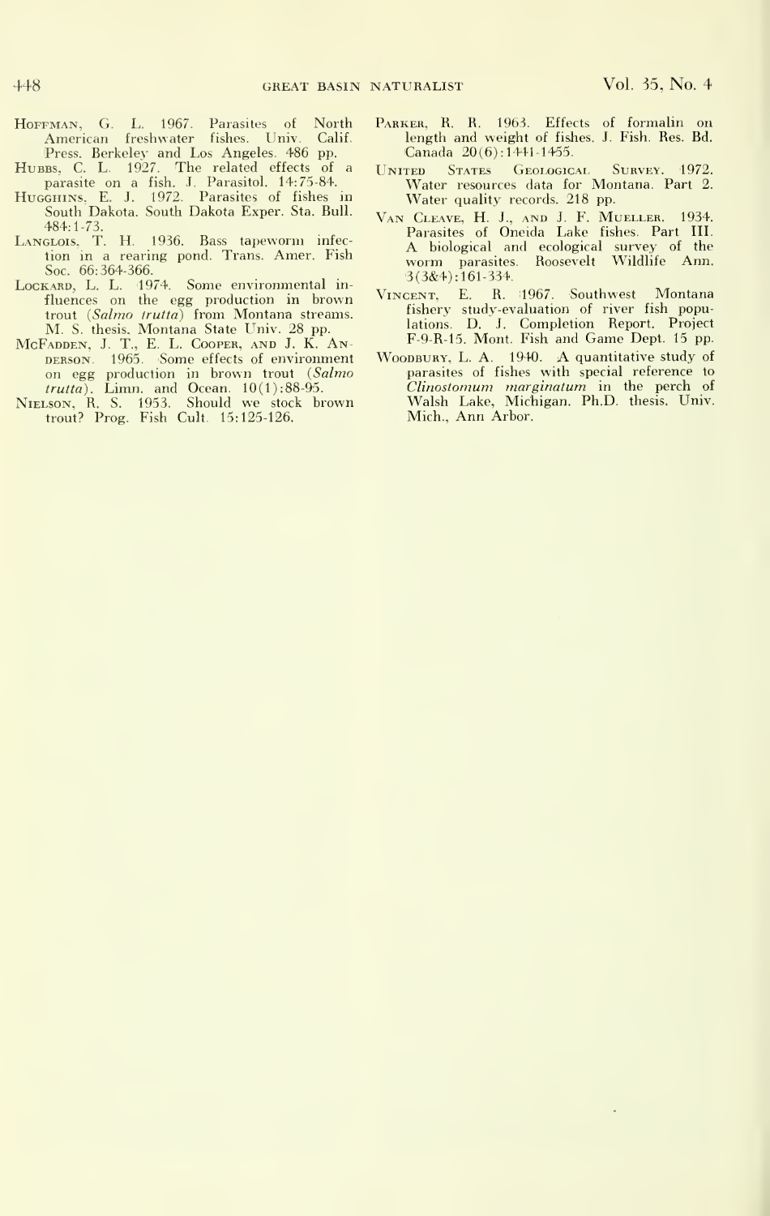Hoffman, G. L. 1967. Parasites of North American freshwater fishes. Univ. Calif. Press. Berkeley and Los Angeles. 486 pp.

Hubbs, C. L. 1927. The related effects of a parasite on a fish. J. Parasitol. 14:75-84.

Hugghins, E. J. 1972. Parasites of fishes in South Dakota. South Dakota Exper. Sta. Bull. 484:1-73.

Langlois, T. H. 1936. Bass tapeworm infection in a rearing pond. Trans. Amer. Fish Soc. 66:364-366.

Lockard, L. L. 1974. Some environmental influences on the egg production in brown trout (*Salmo trutta*) from Montana streams. M. S. thesis. Montana State Univ. 28 pp.

McFadden, J. T., E. L. Cooper, and J. K. Anderson. 1965. Some effects of environment on egg production in brown trout (*Salmo trutta*). Limn. and Ocean. 10(1):88-95.

Nielson, R. S. 1953. Should we stock brown trout? Prog. Fish Cult. 15:125-126.

Parker, R. R. 1963. Effects of formalin on length and weight of fishes. J. Fish. Res. Bd. Canada 20(6):1441-1455.

United States Geological Survey. 1972. Water resources data for Montana. Part 2. Water quality records. 218 pp.

Van Cleave, H. J., and J. F. Mueller. 1934. Parasites of Oneida Lake fishes. Part III. A biological and ecological survey of the worm parasites. Roosevelt Wildlife Ann. 3(3&4):161-334.

Vincent, E. R. 1967. Southwest Montana fishery study-evaluation of river fish populations. D. J. Completion Report. Project F-9-R-15. Mont. Fish and Game Dept. 15 pp.

Woodbury, L. A. 1940. A quantitative study of parasites of fishes with special reference to *Clinostomum marginatum* in the perch of Walsh Lake, Michigan. Ph.D. thesis. Univ. Mich., Ann Arbor.